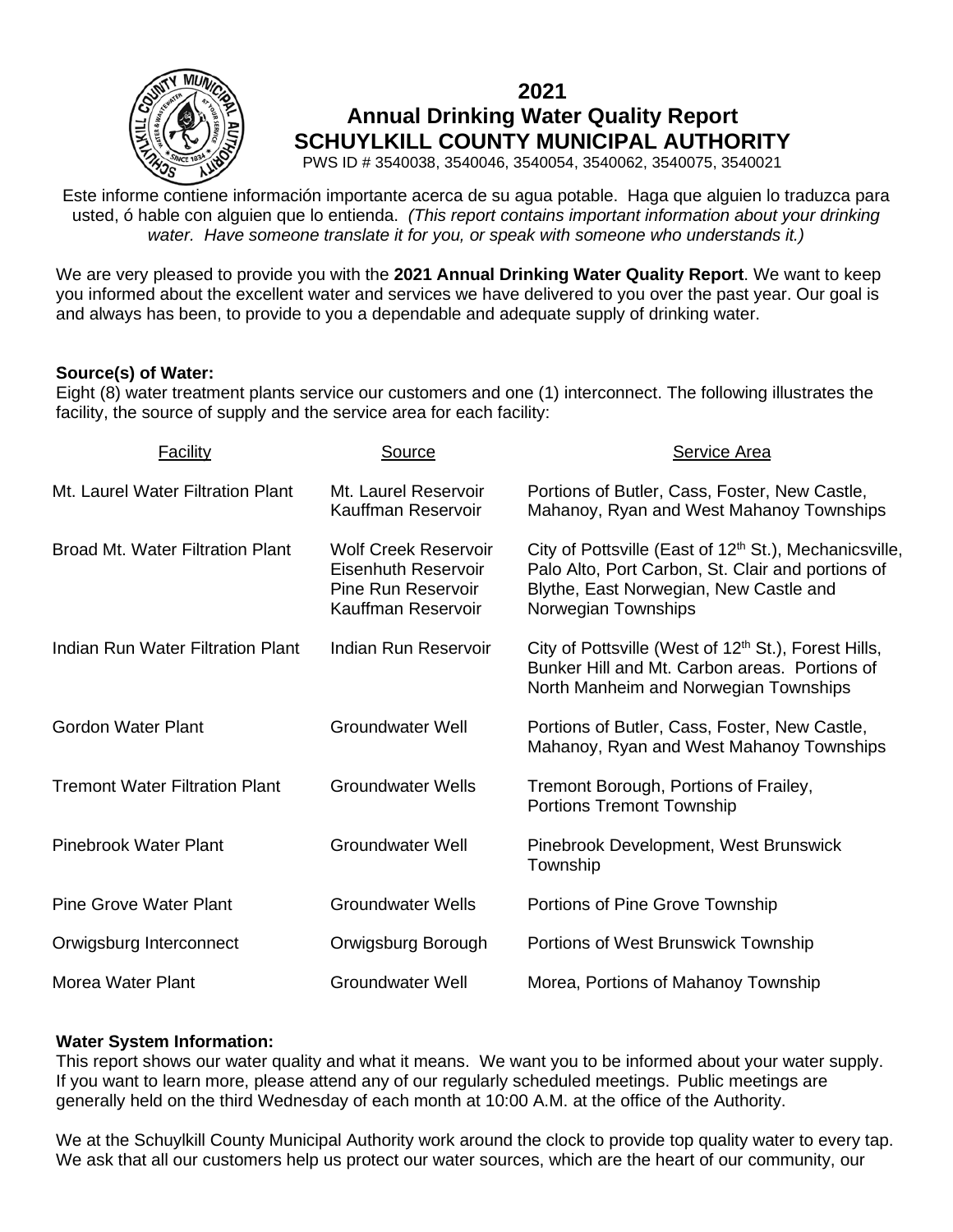# 2021
# Annual Drinking Water Quality Report
# SCHUYLKILL COUNTY MUNICIPAL AUTHORITY

PWS ID # 3540038, 3540046, 3540054, 3540062, 3540075, 3540021

Este informe contiene información importante acerca de su agua potable. Haga que alguien lo traduzca para usted, ó hable con alguien que lo entienda. *(This report contains important information about your drinking water. Have someone translate it for you, or speak with someone who understands it.)*

We are very pleased to provide you with the **2021 Annual Drinking Water Quality Report**. We want to keep you informed about the excellent water and services we have delivered to you over the past year. Our goal is and always has been, to provide to you a dependable and adequate supply of drinking water.

**Source(s) of Water:**
Eight (8) water treatment plants service our customers and one (1) interconnect. The following illustrates the facility, the source of supply and the service area for each facility:

| Facility | Source | Service Area |
|---|---|---|
| Mt. Laurel Water Filtration Plant | Mt. Laurel Reservoir<br>Kauffman Reservoir | Portions of Butler, Cass, Foster, New Castle, Mahanoy, Ryan and West Mahanoy Townships |
| Broad Mt. Water Filtration Plant | Wolf Creek Reservoir<br>Eisenhuth Reservoir<br>Pine Run Reservoir<br>Kauffman Reservoir | City of Pottsville (East of 12th St.), Mechanicsville, Palo Alto, Port Carbon, St. Clair and portions of Blythe, East Norwegian, New Castle and Norwegian Townships |
| Indian Run Water Filtration Plant | Indian Run Reservoir | City of Pottsville (West of 12th St.), Forest Hills, Bunker Hill and Mt. Carbon areas. Portions of North Manheim and Norwegian Townships |
| Gordon Water Plant | Groundwater Well | Portions of Butler, Cass, Foster, New Castle, Mahanoy, Ryan and West Mahanoy Townships |
| Tremont Water Filtration Plant | Groundwater Wells | Tremont Borough, Portions of Frailey, Portions Tremont Township |
| Pinebrook Water Plant | Groundwater Well | Pinebrook Development, West Brunswick Township |
| Pine Grove Water Plant | Groundwater Wells | Portions of Pine Grove Township |
| Orwigsburg Interconnect | Orwigsburg Borough | Portions of West Brunswick Township |
| Morea Water Plant | Groundwater Well | Morea, Portions of Mahanoy Township |

**Water System Information:**
This report shows our water quality and what it means. We want you to be informed about your water supply. If you want to learn more, please attend any of our regularly scheduled meetings. Public meetings are generally held on the third Wednesday of each month at 10:00 A.M. at the office of the Authority.

We at the Schuylkill County Municipal Authority work around the clock to provide top quality water to every tap. We ask that all our customers help us protect our water sources, which are the heart of our community, our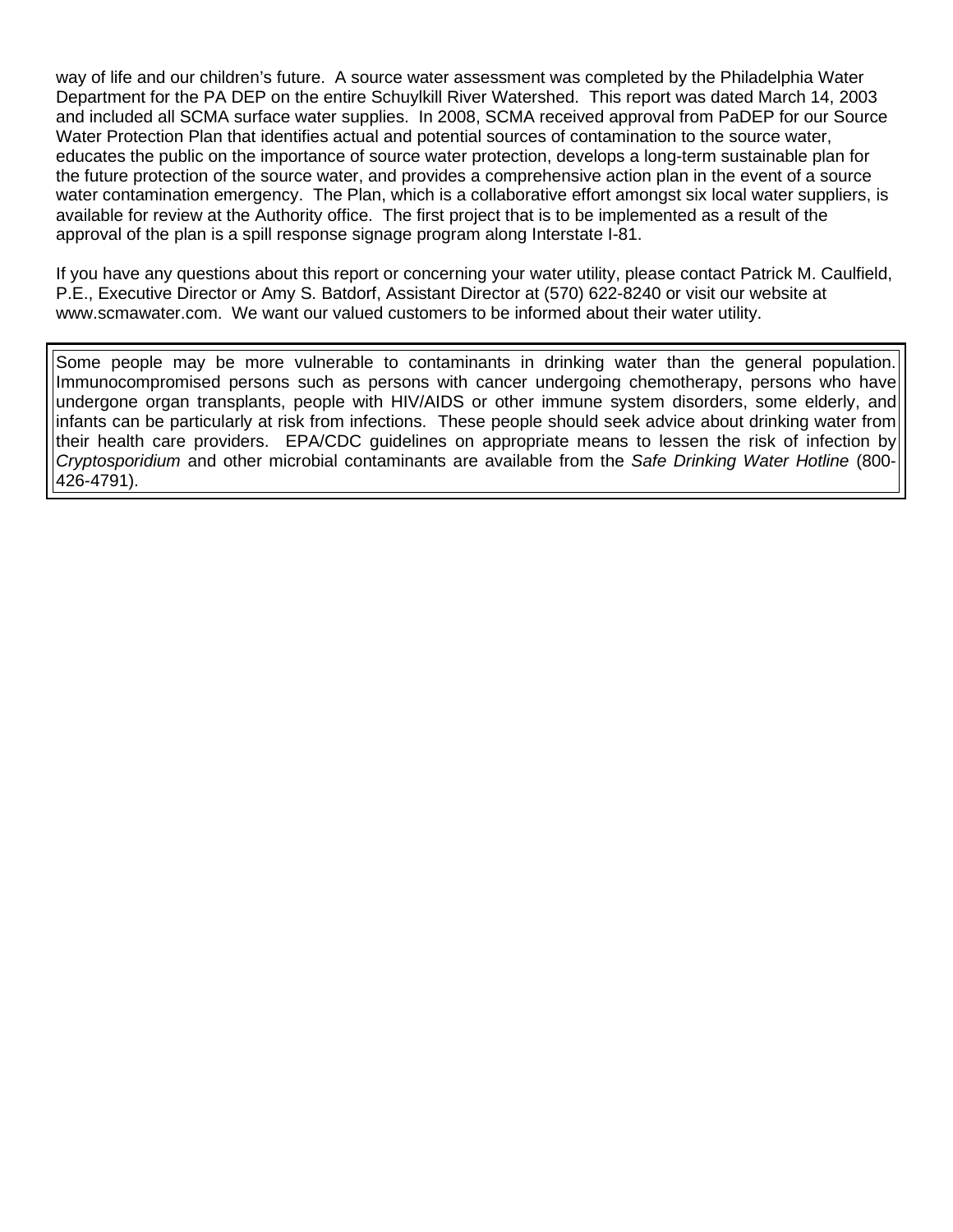way of life and our children's future. A source water assessment was completed by the Philadelphia Water Department for the PA DEP on the entire Schuylkill River Watershed. This report was dated March 14, 2003 and included all SCMA surface water supplies. In 2008, SCMA received approval from PaDEP for our Source Water Protection Plan that identifies actual and potential sources of contamination to the source water, educates the public on the importance of source water protection, develops a long-term sustainable plan for the future protection of the source water, and provides a comprehensive action plan in the event of a source water contamination emergency. The Plan, which is a collaborative effort amongst six local water suppliers, is available for review at the Authority office. The first project that is to be implemented as a result of the approval of the plan is a spill response signage program along Interstate I-81.

If you have any questions about this report or concerning your water utility, please contact Patrick M. Caulfield, P.E., Executive Director or Amy S. Batdorf, Assistant Director at (570) 622-8240 or visit our website at www.scmawater.com. We want our valued customers to be informed about their water utility.

> Some people may be more vulnerable to contaminants in drinking water than the general population. Immunocompromised persons such as persons with cancer undergoing chemotherapy, persons who have undergone organ transplants, people with HIV/AIDS or other immune system disorders, some elderly, and infants can be particularly at risk from infections. These people should seek advice about drinking water from their health care providers. EPA/CDC guidelines on appropriate means to lessen the risk of infection by *Cryptosporidium* and other microbial contaminants are available from the *Safe Drinking Water Hotline* (800-426-4791).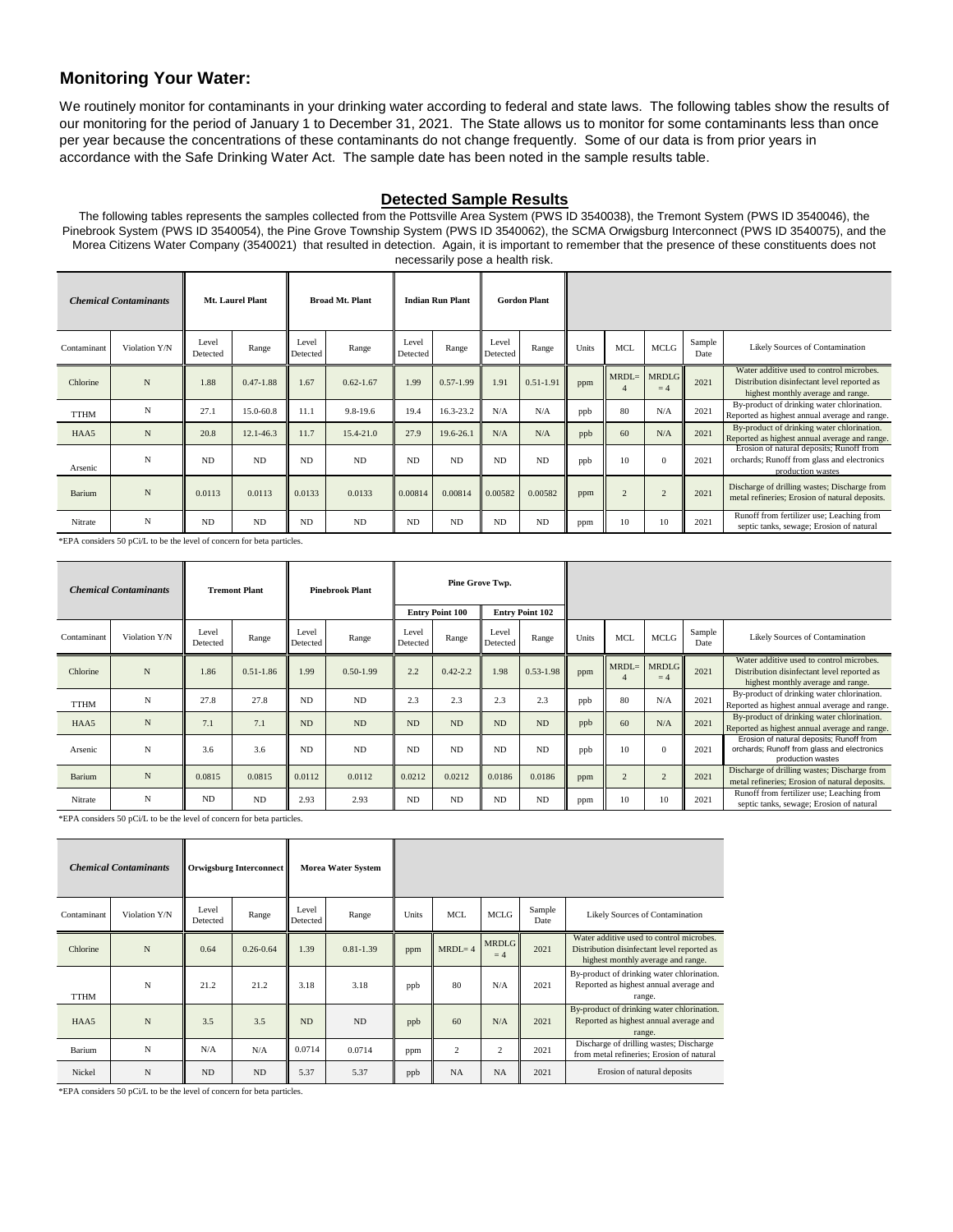## Monitoring Your Water:

We routinely monitor for contaminants in your drinking water according to federal and state laws. The following tables show the results of our monitoring for the period of January 1 to December 31, 2021. The State allows us to monitor for some contaminants less than once per year because the concentrations of these contaminants do not change frequently. Some of our data is from prior years in accordance with the Safe Drinking Water Act. The sample date has been noted in the sample results table.

### Detected Sample Results

The following tables represents the samples collected from the Pottsville Area System (PWS ID 3540038), the Tremont System (PWS ID 3540046), the Pinebrook System (PWS ID 3540054), the Pine Grove Township System (PWS ID 3540062), the SCMA Orwigsburg Interconnect (PWS ID 3540075), and the Morea Citizens Water Company (3540021) that resulted in detection. Again, it is important to remember that the presence of these constituents does not necessarily pose a health risk.

| ***Chemical Contaminants*** | | **Mt. Laurel Plant** | | **Broad Mt. Plant** | | **Indian Run Plant** | | **Gordon Plant** | | | | | | |
|---|---|---|---|---|---|---|---|---|---|---|---|---|---|---|
| Contaminant | Violation Y/N | Level Detected | Range | Level Detected | Range | Level Detected | Range | Level Detected | Range | Units | MCL | MCLG | Sample Date | Likely Sources of Contamination |
| Chlorine | N | 1.88 | 0.47-1.88 | 1.67 | 0.62-1.67 | 1.99 | 0.57-1.99 | 1.91 | 0.51-1.91 | ppm | MRDL= 4 | MRDLG = 4 | 2021 | Water additive used to control microbes. Distribution disinfectant level reported as highest monthly average and range. |
| TTHM | N | 27.1 | 15.0-60.8 | 11.1 | 9.8-19.6 | 19.4 | 16.3-23.2 | N/A | N/A | ppb | 80 | N/A | 2021 | By-product of drinking water chlorination. Reported as highest annual average and range. |
| HAA5 | N | 20.8 | 12.1-46.3 | 11.7 | 15.4-21.0 | 27.9 | 19.6-26.1 | N/A | N/A | ppb | 60 | N/A | 2021 | By-product of drinking water chlorination. Reported as highest annual average and range. |
| Arsenic | N | ND | ND | ND | ND | ND | ND | ND | ND | ppb | 10 | 0 | 2021 | Erosion of natural deposits; Runoff from orchards; Runoff from glass and electronics production wastes |
| Barium | N | 0.0113 | 0.0113 | 0.0133 | 0.0133 | 0.00814 | 0.00814 | 0.00582 | 0.00582 | ppm | 2 | 2 | 2021 | Discharge of drilling wastes; Discharge from metal refineries; Erosion of natural deposits. |
| Nitrate | N | ND | ND | ND | ND | ND | ND | ND | ND | ppm | 10 | 10 | 2021 | Runoff from fertilizer use; Leaching from septic tanks, sewage; Erosion of natural |

*EPA considers 50 pCi/L to be the level of concern for beta particles.

| ***Chemical Contaminants*** | | **Tremont Plant** | | **Pinebrook Plant** | | **Pine Grove Twp.** | | | | | | | | |
|---|---|---|---|---|---|---|---|---|---|---|---|---|---|---|
| | | | | | | **Entry Point 100** | | **Entry Point 102** | | | | | | |
| Contaminant | Violation Y/N | Level Detected | Range | Level Detected | Range | Level Detected | Range | Level Detected | Range | Units | MCL | MCLG | Sample Date | Likely Sources of Contamination |
| Chlorine | N | 1.86 | 0.51-1.86 | 1.99 | 0.50-1.99 | 2.2 | 0.42-2.2 | 1.98 | 0.53-1.98 | ppm | MRDL= 4 | MRDLG = 4 | 2021 | Water additive used to control microbes. Distribution disinfectant level reported as highest monthly average and range. |
| TTHM | N | 27.8 | 27.8 | ND | ND | 2.3 | 2.3 | 2.3 | 2.3 | ppb | 80 | N/A | 2021 | By-product of drinking water chlorination. Reported as highest annual average and range. |
| HAA5 | N | 7.1 | 7.1 | ND | ND | ND | ND | ND | ND | ppb | 60 | N/A | 2021 | By-product of drinking water chlorination. Reported as highest annual average and range. |
| Arsenic | N | 3.6 | 3.6 | ND | ND | ND | ND | ND | ND | ppb | 10 | 0 | 2021 | Erosion of natural deposits; Runoff from orchards; Runoff from glass and electronics production wastes |
| Barium | N | 0.0815 | 0.0815 | 0.0112 | 0.0112 | 0.0212 | 0.0212 | 0.0186 | 0.0186 | ppm | 2 | 2 | 2021 | Discharge of drilling wastes; Discharge from metal refineries; Erosion of natural deposits. |
| Nitrate | N | ND | ND | 2.93 | 2.93 | ND | ND | ND | ND | ppm | 10 | 10 | 2021 | Runoff from fertilizer use; Leaching from septic tanks, sewage; Erosion of natural |

*EPA considers 50 pCi/L to be the level of concern for beta particles.

| ***Chemical Contaminants*** | | **Orwigsburg Interconnect** | | **Morea Water System** | | | | | | |
|---|---|---|---|---|---|---|---|---|---|---|
| Contaminant | Violation Y/N | Level Detected | Range | Level Detected | Range | Units | MCL | MCLG | Sample Date | Likely Sources of Contamination |
| Chlorine | N | 0.64 | 0.26-0.64 | 1.39 | 0.81-1.39 | ppm | MRDL= 4 | MRDLG = 4 | 2021 | Water additive used to control microbes. Distribution disinfectant level reported as highest monthly average and range. |
| TTHM | N | 21.2 | 21.2 | 3.18 | 3.18 | ppb | 80 | N/A | 2021 | By-product of drinking water chlorination. Reported as highest annual average and range. |
| HAA5 | N | 3.5 | 3.5 | ND | ND | ppb | 60 | N/A | 2021 | By-product of drinking water chlorination. Reported as highest annual average and range. |
| Barium | N | N/A | N/A | 0.0714 | 0.0714 | ppm | 2 | 2 | 2021 | Discharge of drilling wastes; Discharge from metal refineries; Erosion of natural |
| Nickel | N | ND | ND | 5.37 | 5.37 | ppb | NA | NA | 2021 | Erosion of natural deposits |

*EPA considers 50 pCi/L to be the level of concern for beta particles.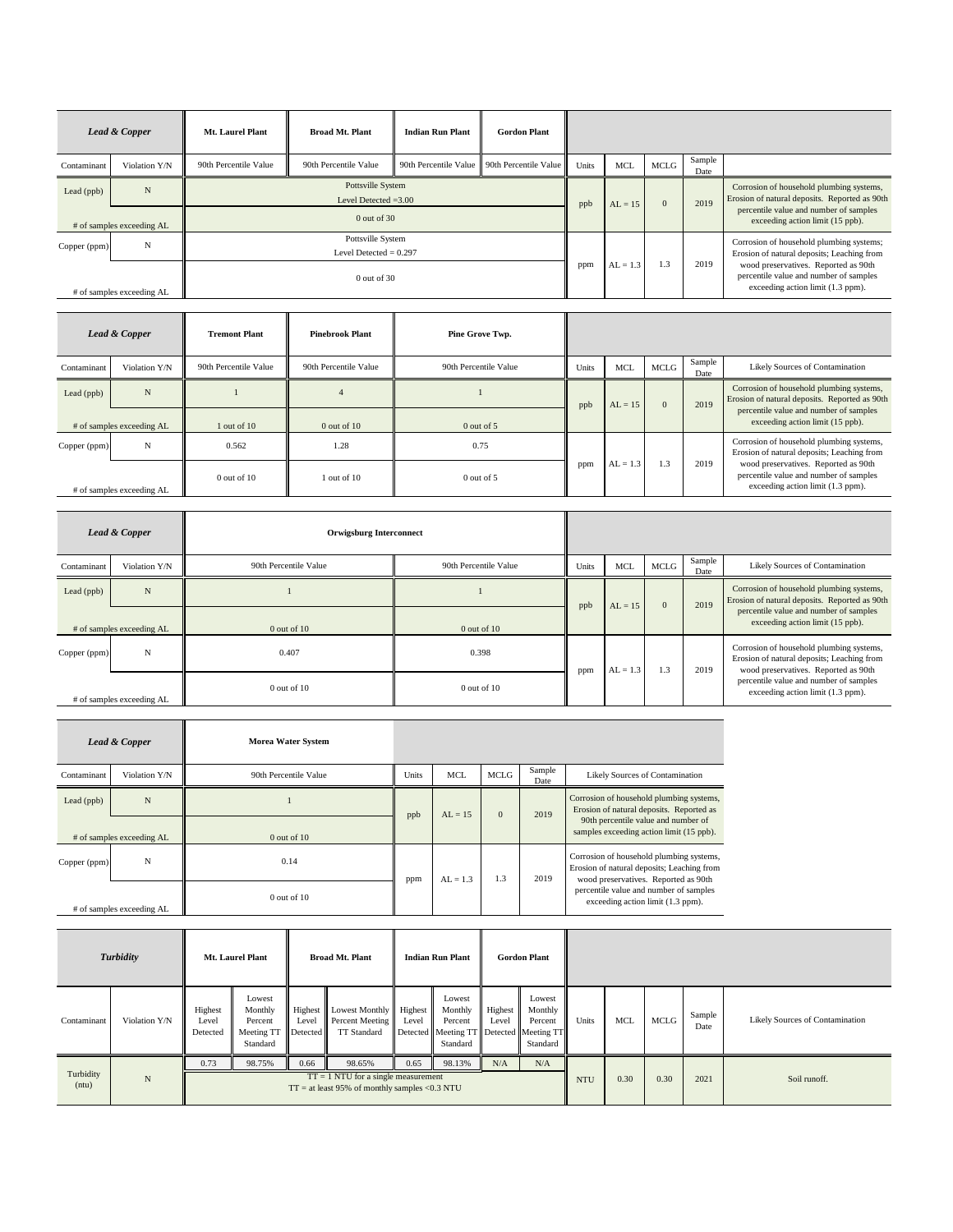| *Lead & Copper* | | Mt. Laurel Plant | Broad Mt. Plant | Indian Run Plant | Gordon Plant | | | | | |
|---|---|---|---|---|---|---|---|---|---|---|
| Contaminant | Violation Y/N | 90th Percentile Value | 90th Percentile Value | 90th Percentile Value | 90th Percentile Value | Units | MCL | MCLG | Sample Date | |
| Lead (ppb) | N | Pottsville System Level Detected =3.00 | | | | ppb | AL = 15 | 0 | 2019 | Corrosion of household plumbing systems, Erosion of natural deposits. Reported as 90th percentile value and number of samples exceeding action limit (15 ppb). |
| # of samples exceeding AL | | 0 out of 30 | | | | | | | | |
| Copper (ppm) | N | Pottsville System Level Detected = 0.297 | | | | ppm | AL = 1.3 | 1.3 | 2019 | Corrosion of household plumbing systems; Erosion of natural deposits; Leaching from wood preservatives. Reported as 90th percentile value and number of samples exceeding action limit (1.3 ppm). |
| # of samples exceeding AL | | 0 out of 30 | | | | | | | | |

| *Lead & Copper* | | Tremont Plant | Pinebrook Plant | Pine Grove Twp. | | | | | |
|---|---|---|---|---|---|---|---|---|---|
| Contaminant | Violation Y/N | 90th Percentile Value | 90th Percentile Value | 90th Percentile Value | Units | MCL | MCLG | Sample Date | Likely Sources of Contamination |
| Lead (ppb) | N | 1 | 4 | 1 | ppb | AL = 15 | 0 | 2019 | Corrosion of household plumbing systems, Erosion of natural deposits. Reported as 90th percentile value and number of samples exceeding action limit (15 ppb). |
| # of samples exceeding AL | | 1 out of 10 | 0 out of 10 | 0 out of 5 | | | | | |
| Copper (ppm) | N | 0.562 | 1.28 | 0.75 | ppm | AL = 1.3 | 1.3 | 2019 | Corrosion of household plumbing systems, Erosion of natural deposits; Leaching from wood preservatives. Reported as 90th percentile value and number of samples exceeding action limit (1.3 ppm). |
| # of samples exceeding AL | | 0 out of 10 | 1 out of 10 | 0 out of 5 | | | | | |

| *Lead & Copper* | | Orwigsburg Interconnect | | | | | | |
|---|---|---|---|---|---|---|---|---|
| Contaminant | Violation Y/N | 90th Percentile Value | 90th Percentile Value | Units | MCL | MCLG | Sample Date | Likely Sources of Contamination |
| Lead (ppb) | N | 1 | 1 | ppb | AL = 15 | 0 | 2019 | Corrosion of household plumbing systems, Erosion of natural deposits. Reported as 90th percentile value and number of samples exceeding action limit (15 ppb). |
| # of samples exceeding AL | | 0 out of 10 | 0 out of 10 | | | | | |
| Copper (ppm) | N | 0.407 | 0.398 | ppm | AL = 1.3 | 1.3 | 2019 | Corrosion of household plumbing systems, Erosion of natural deposits; Leaching from wood preservatives. Reported as 90th percentile value and number of samples exceeding action limit (1.3 ppm). |
| # of samples exceeding AL | | 0 out of 10 | 0 out of 10 | | | | | |

| *Lead & Copper* | | Morea Water System | | | | | |
|---|---|---|---|---|---|---|---|
| Contaminant | Violation Y/N | 90th Percentile Value | Units | MCL | MCLG | Sample Date | Likely Sources of Contamination |
| Lead (ppb) | N | 1 | ppb | AL = 15 | 0 | 2019 | Corrosion of household plumbing systems, Erosion of natural deposits. Reported as 90th percentile value and number of samples exceeding action limit (15 ppb). |
| # of samples exceeding AL | | 0 out of 10 | | | | | |
| Copper (ppm) | N | 0.14 | ppm | AL = 1.3 | 1.3 | 2019 | Corrosion of household plumbing systems, Erosion of natural deposits; Leaching from wood preservatives. Reported as 90th percentile value and number of samples exceeding action limit (1.3 ppm). |
| # of samples exceeding AL | | 0 out of 10 | | | | | |

| *Turbidity* | | Mt. Laurel Plant | | Broad Mt. Plant | | Indian Run Plant | | Gordon Plant | | | | | | |
|---|---|---|---|---|---|---|---|---|---|---|---|---|---|---|
| Contaminant | Violation Y/N | Highest Level Detected | Lowest Monthly Percent Meeting TT Standard | Highest Level Detected | Lowest Monthly Percent Meeting TT Standard | Highest Level Detected | Lowest Monthly Percent Meeting TT Standard | Highest Level Detected | Lowest Monthly Percent Meeting TT Standard | Units | MCL | MCLG | Sample Date | Likely Sources of Contamination |
| Turbidity (ntu) | N | 0.73 | 98.75% | 0.66 | 98.65% | 0.65 | 98.13% | N/A | N/A | NTU | 0.30 | 0.30 | 2021 | Soil runoff. |
| | | TT = 1 NTU for a single measurement<br>TT = at least 95% of monthly samples <0.3 NTU | | | | | | | | | | | | |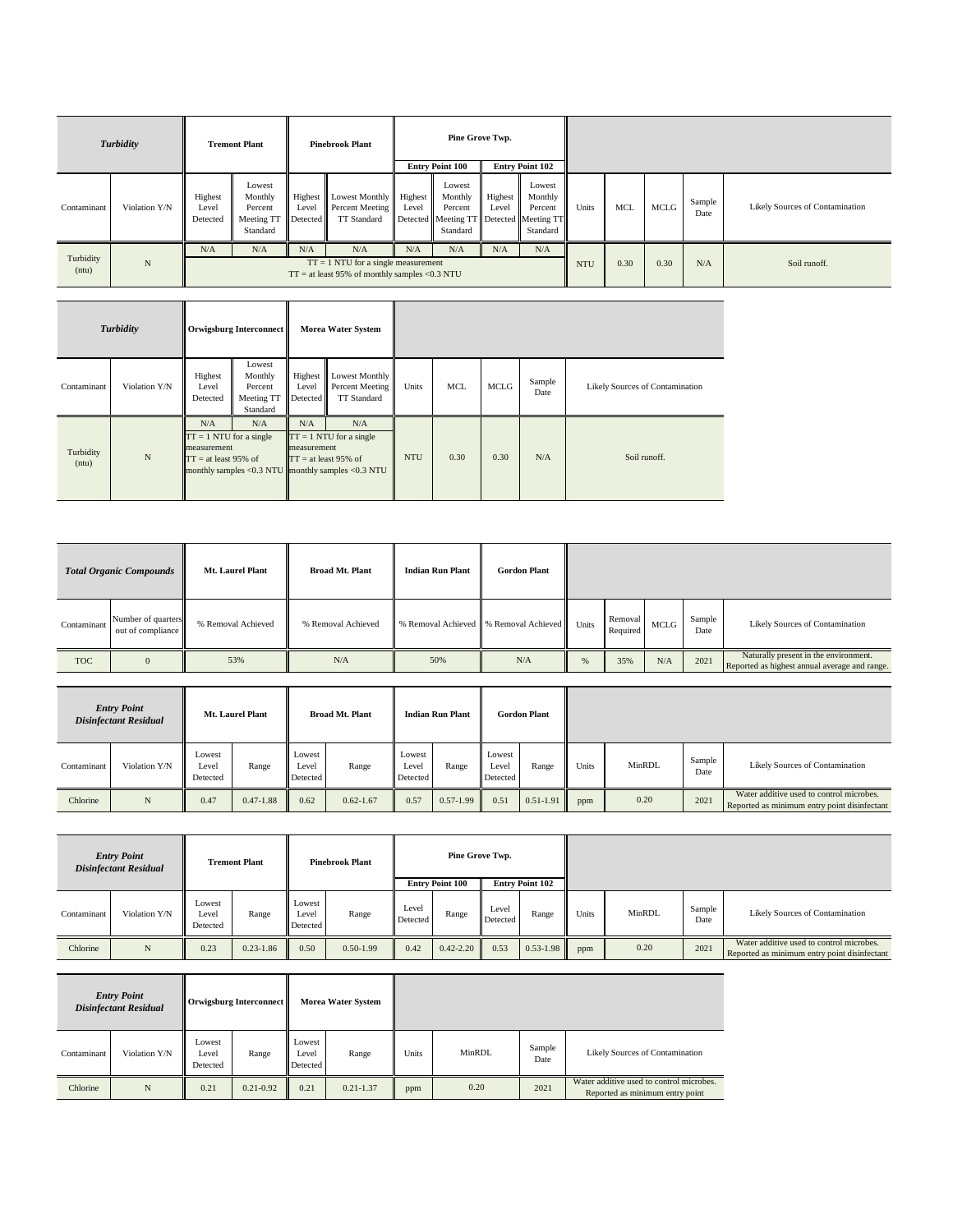| *Turbidity* | | Tremont Plant | | Pinebrook Plant | | Pine Grove Twp. | | | | | | | | |
|---|---|---|---|---|---|---|---|---|---|---|---|---|---|---|
| | | | | | | Entry Point 100 | | Entry Point 102 | | | | | | |
| Contaminant | Violation Y/N | Highest Level Detected | Lowest Monthly Percent Meeting TT Standard | Highest Level Detected | Lowest Monthly Percent Meeting TT Standard | Highest Level Detected | Lowest Monthly Percent Meeting TT Standard | Highest Level Detected | Lowest Monthly Percent Meeting TT Standard | Units | MCL | MCLG | Sample Date | Likely Sources of Contamination |
| Turbidity (ntu) | N | N/A | N/A | N/A | N/A | N/A | N/A | N/A | N/A | NTU | 0.30 | 0.30 | N/A | Soil runoff. |
| | | TT = 1 NTU for a single measurement TT = at least 95% of monthly samples <0.3 NTU | | | | | | | | | | | | |

| *Turbidity* | | Orwigsburg Interconnect | | Morea Water System | | | | | | |
|---|---|---|---|---|---|---|---|---|---|---|
| Contaminant | Violation Y/N | Highest Level Detected | Lowest Monthly Percent Meeting TT Standard | Highest Level Detected | Lowest Monthly Percent Meeting TT Standard | Units | MCL | MCLG | Sample Date | Likely Sources of Contamination |
| Turbidity (ntu) | N | N/A | N/A | N/A | N/A | NTU | 0.30 | 0.30 | N/A | Soil runoff. |
| | | TT = 1 NTU for a single measurement TT = at least 95% of monthly samples <0.3 NTU | | TT = 1 NTU for a single measurement TT = at least 95% of monthly samples <0.3 NTU | | | | | | |

| *Total Organic Compounds* | | Mt. Laurel Plant | Broad Mt. Plant | Indian Run Plant | Gordon Plant | | | | | |
|---|---|---|---|---|---|---|---|---|---|---|
| Contaminant | Number of quarters out of compliance | % Removal Achieved | % Removal Achieved | % Removal Achieved | % Removal Achieved | Units | Removal Required | MCLG | Sample Date | Likely Sources of Contamination |
| TOC | 0 | 53% | N/A | 50% | N/A | % | 35% | N/A | 2021 | Naturally present in the environment. Reported as highest annual average and range. |

| *Entry Point Disinfectant Residual* | | Mt. Laurel Plant | | Broad Mt. Plant | | Indian Run Plant | | Gordon Plant | | | | | |
|---|---|---|---|---|---|---|---|---|---|---|---|---|---|
| Contaminant | Violation Y/N | Lowest Level Detected | Range | Lowest Level Detected | Range | Lowest Level Detected | Range | Lowest Level Detected | Range | Units | MinRDL | Sample Date | Likely Sources of Contamination |
| Chlorine | N | 0.47 | 0.47-1.88 | 0.62 | 0.62-1.67 | 0.57 | 0.57-1.99 | 0.51 | 0.51-1.91 | ppm | 0.20 | 2021 | Water additive used to control microbes. Reported as minimum entry point disinfectant |

| *Entry Point Disinfectant Residual* | | Tremont Plant | | Pinebrook Plant | | Pine Grove Twp. | | | | | | | |
|---|---|---|---|---|---|---|---|---|---|---|---|---|---|
| | | | | | | Entry Point 100 | | Entry Point 102 | | | | | |
| Contaminant | Violation Y/N | Lowest Level Detected | Range | Lowest Level Detected | Range | Level Detected | Range | Level Detected | Range | Units | MinRDL | Sample Date | Likely Sources of Contamination |
| Chlorine | N | 0.23 | 0.23-1.86 | 0.50 | 0.50-1.99 | 0.42 | 0.42-2.20 | 0.53 | 0.53-1.98 | ppm | 0.20 | 2021 | Water additive used to control microbes. Reported as minimum entry point disinfectant |

| *Entry Point Disinfectant Residual* | | Orwigsburg Interconnect | | Morea Water System | | | | | |
|---|---|---|---|---|---|---|---|---|---|
| Contaminant | Violation Y/N | Lowest Level Detected | Range | Lowest Level Detected | Range | Units | MinRDL | Sample Date | Likely Sources of Contamination |
| Chlorine | N | 0.21 | 0.21-0.92 | 0.21 | 0.21-1.37 | ppm | 0.20 | 2021 | Water additive used to control microbes. Reported as minimum entry point |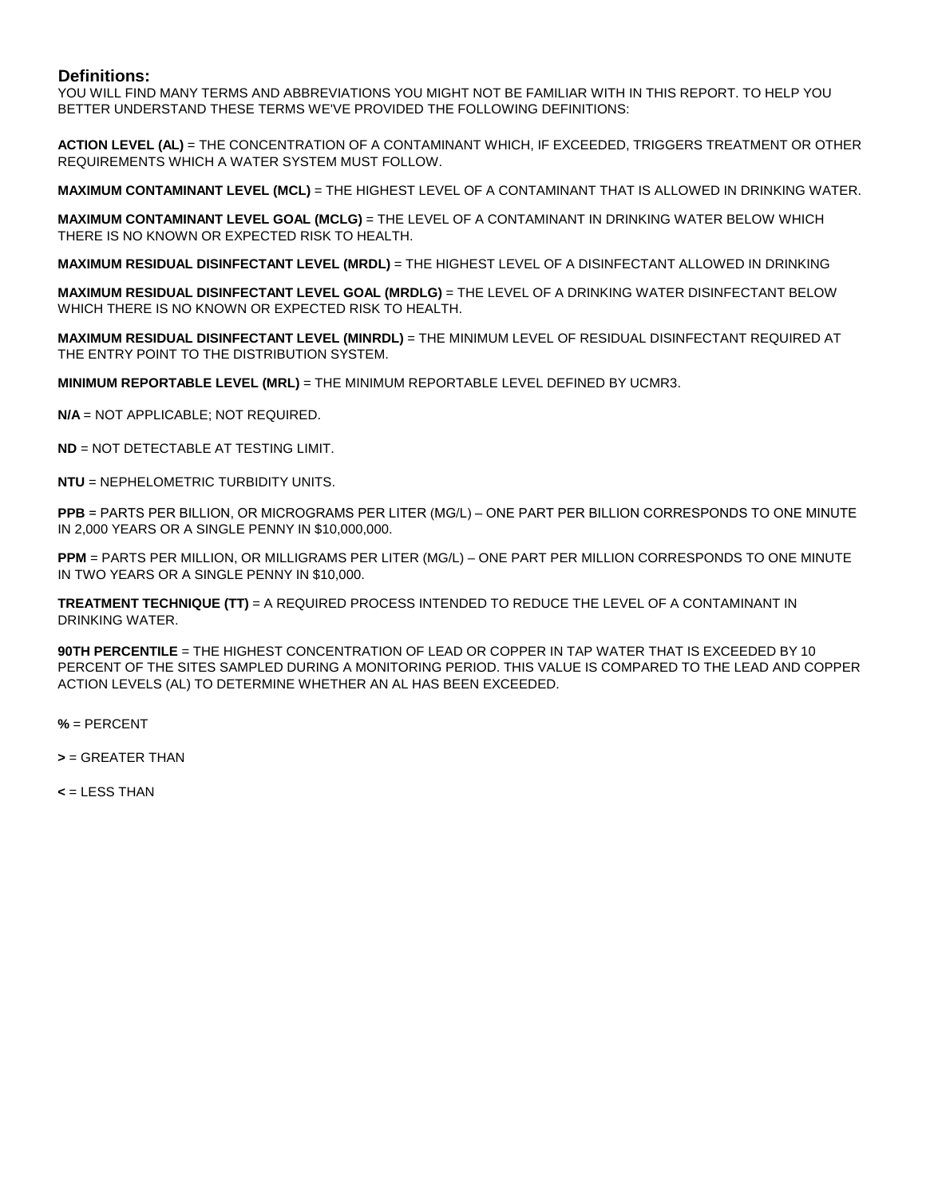## Definitions:

YOU WILL FIND MANY TERMS AND ABBREVIATIONS YOU MIGHT NOT BE FAMILIAR WITH IN THIS REPORT. TO HELP YOU BETTER UNDERSTAND THESE TERMS WE'VE PROVIDED THE FOLLOWING DEFINITIONS:

**ACTION LEVEL (AL)** = THE CONCENTRATION OF A CONTAMINANT WHICH, IF EXCEEDED, TRIGGERS TREATMENT OR OTHER REQUIREMENTS WHICH A WATER SYSTEM MUST FOLLOW.

**MAXIMUM CONTAMINANT LEVEL (MCL)** = THE HIGHEST LEVEL OF A CONTAMINANT THAT IS ALLOWED IN DRINKING WATER.

**MAXIMUM CONTAMINANT LEVEL GOAL (MCLG)** = THE LEVEL OF A CONTAMINANT IN DRINKING WATER BELOW WHICH THERE IS NO KNOWN OR EXPECTED RISK TO HEALTH.

**MAXIMUM RESIDUAL DISINFECTANT LEVEL (MRDL)** = THE HIGHEST LEVEL OF A DISINFECTANT ALLOWED IN DRINKING

**MAXIMUM RESIDUAL DISINFECTANT LEVEL GOAL (MRDLG)** = THE LEVEL OF A DRINKING WATER DISINFECTANT BELOW WHICH THERE IS NO KNOWN OR EXPECTED RISK TO HEALTH.

**MAXIMUM RESIDUAL DISINFECTANT LEVEL (MINRDL)** = THE MINIMUM LEVEL OF RESIDUAL DISINFECTANT REQUIRED AT THE ENTRY POINT TO THE DISTRIBUTION SYSTEM.

**MINIMUM REPORTABLE LEVEL (MRL)** = THE MINIMUM REPORTABLE LEVEL DEFINED BY UCMR3.

**N/A** = NOT APPLICABLE; NOT REQUIRED.

**ND** = NOT DETECTABLE AT TESTING LIMIT.

**NTU** = NEPHELOMETRIC TURBIDITY UNITS.

**PPB** = PARTS PER BILLION, OR MICROGRAMS PER LITER (MG/L) – ONE PART PER BILLION CORRESPONDS TO ONE MINUTE IN 2,000 YEARS OR A SINGLE PENNY IN $10,000,000.

**PPM** = PARTS PER MILLION, OR MILLIGRAMS PER LITER (MG/L) – ONE PART PER MILLION CORRESPONDS TO ONE MINUTE IN TWO YEARS OR A SINGLE PENNY IN $10,000.

**TREATMENT TECHNIQUE (TT)** = A REQUIRED PROCESS INTENDED TO REDUCE THE LEVEL OF A CONTAMINANT IN DRINKING WATER.

**90TH PERCENTILE** = THE HIGHEST CONCENTRATION OF LEAD OR COPPER IN TAP WATER THAT IS EXCEEDED BY 10 PERCENT OF THE SITES SAMPLED DURING A MONITORING PERIOD. THIS VALUE IS COMPARED TO THE LEAD AND COPPER ACTION LEVELS (AL) TO DETERMINE WHETHER AN AL HAS BEEN EXCEEDED.

**%** = PERCENT

**>** = GREATER THAN

**<** = LESS THAN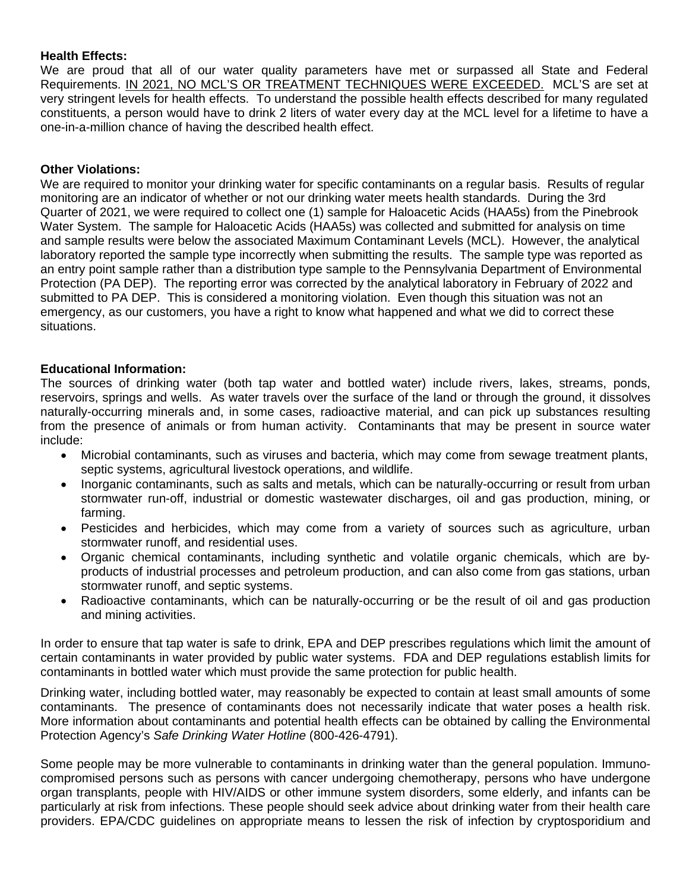**Health Effects:**

We are proud that all of our water quality parameters have met or surpassed all State and Federal Requirements. <u>IN 2021, NO MCL'S OR TREATMENT TECHNIQUES WERE EXCEEDED.</u> MCL'S are set at very stringent levels for health effects. To understand the possible health effects described for many regulated constituents, a person would have to drink 2 liters of water every day at the MCL level for a lifetime to have a one-in-a-million chance of having the described health effect.

**Other Violations:**

We are required to monitor your drinking water for specific contaminants on a regular basis. Results of regular monitoring are an indicator of whether or not our drinking water meets health standards. During the 3rd Quarter of 2021, we were required to collect one (1) sample for Haloacetic Acids (HAA5s) from the Pinebrook Water System. The sample for Haloacetic Acids (HAA5s) was collected and submitted for analysis on time and sample results were below the associated Maximum Contaminant Levels (MCL). However, the analytical laboratory reported the sample type incorrectly when submitting the results. The sample type was reported as an entry point sample rather than a distribution type sample to the Pennsylvania Department of Environmental Protection (PA DEP). The reporting error was corrected by the analytical laboratory in February of 2022 and submitted to PA DEP. This is considered a monitoring violation. Even though this situation was not an emergency, as our customers, you have a right to know what happened and what we did to correct these situations.

**Educational Information:**

The sources of drinking water (both tap water and bottled water) include rivers, lakes, streams, ponds, reservoirs, springs and wells. As water travels over the surface of the land or through the ground, it dissolves naturally-occurring minerals and, in some cases, radioactive material, and can pick up substances resulting from the presence of animals or from human activity. Contaminants that may be present in source water include:

- Microbial contaminants, such as viruses and bacteria, which may come from sewage treatment plants, septic systems, agricultural livestock operations, and wildlife.
- Inorganic contaminants, such as salts and metals, which can be naturally-occurring or result from urban stormwater run-off, industrial or domestic wastewater discharges, oil and gas production, mining, or farming.
- Pesticides and herbicides, which may come from a variety of sources such as agriculture, urban stormwater runoff, and residential uses.
- Organic chemical contaminants, including synthetic and volatile organic chemicals, which are by-products of industrial processes and petroleum production, and can also come from gas stations, urban stormwater runoff, and septic systems.
- Radioactive contaminants, which can be naturally-occurring or be the result of oil and gas production and mining activities.

In order to ensure that tap water is safe to drink, EPA and DEP prescribes regulations which limit the amount of certain contaminants in water provided by public water systems. FDA and DEP regulations establish limits for contaminants in bottled water which must provide the same protection for public health.

Drinking water, including bottled water, may reasonably be expected to contain at least small amounts of some contaminants. The presence of contaminants does not necessarily indicate that water poses a health risk. More information about contaminants and potential health effects can be obtained by calling the Environmental Protection Agency's *Safe Drinking Water Hotline* (800-426-4791).

Some people may be more vulnerable to contaminants in drinking water than the general population. Immuno-compromised persons such as persons with cancer undergoing chemotherapy, persons who have undergone organ transplants, people with HIV/AIDS or other immune system disorders, some elderly, and infants can be particularly at risk from infections. These people should seek advice about drinking water from their health care providers. EPA/CDC guidelines on appropriate means to lessen the risk of infection by cryptosporidium and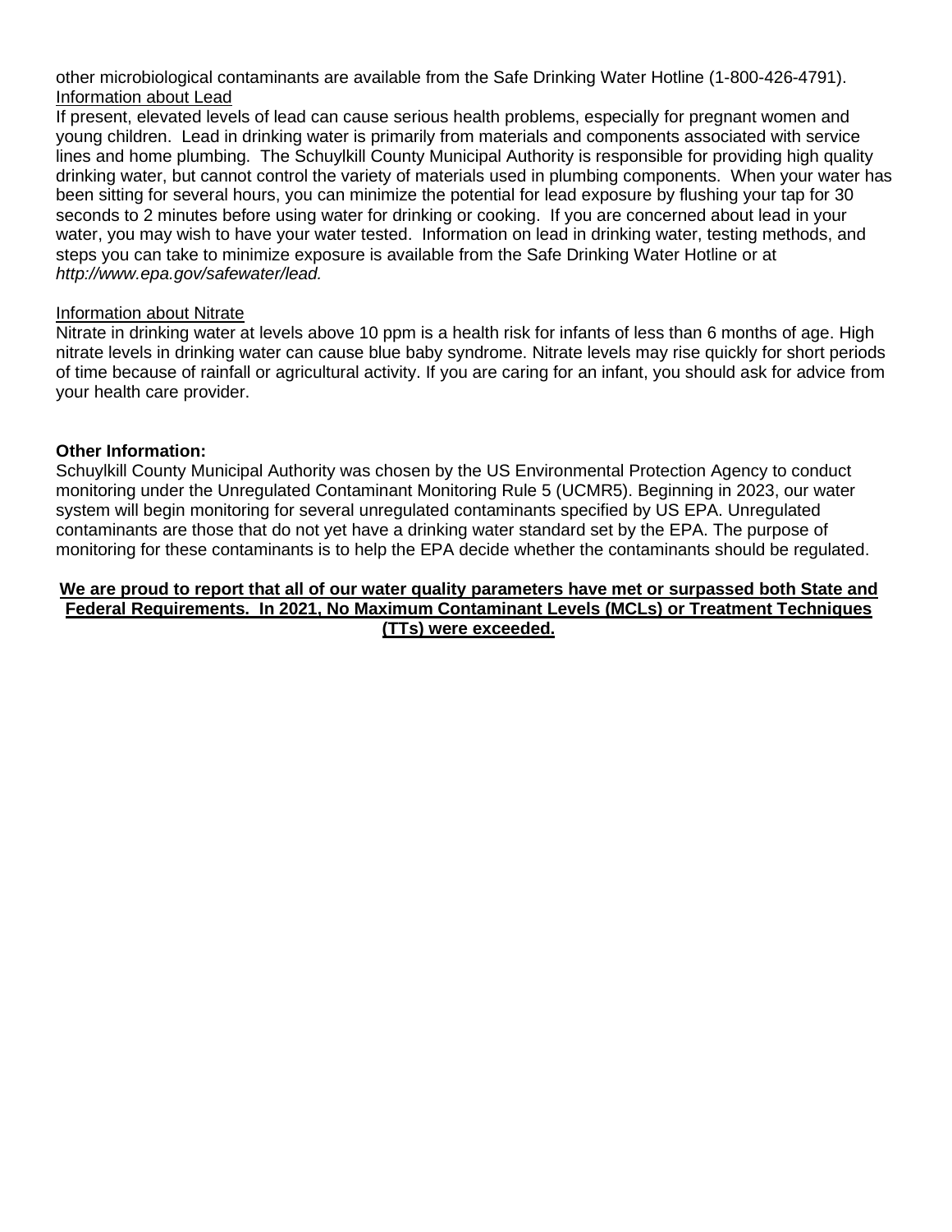other microbiological contaminants are available from the Safe Drinking Water Hotline (1-800-426-4791).

Information about Lead

If present, elevated levels of lead can cause serious health problems, especially for pregnant women and young children. Lead in drinking water is primarily from materials and components associated with service lines and home plumbing. The Schuylkill County Municipal Authority is responsible for providing high quality drinking water, but cannot control the variety of materials used in plumbing components. When your water has been sitting for several hours, you can minimize the potential for lead exposure by flushing your tap for 30 seconds to 2 minutes before using water for drinking or cooking. If you are concerned about lead in your water, you may wish to have your water tested. Information on lead in drinking water, testing methods, and steps you can take to minimize exposure is available from the Safe Drinking Water Hotline or at *http://www.epa.gov/safewater/lead.*

Information about Nitrate

Nitrate in drinking water at levels above 10 ppm is a health risk for infants of less than 6 months of age. High nitrate levels in drinking water can cause blue baby syndrome. Nitrate levels may rise quickly for short periods of time because of rainfall or agricultural activity. If you are caring for an infant, you should ask for advice from your health care provider.

**Other Information:**

Schuylkill County Municipal Authority was chosen by the US Environmental Protection Agency to conduct monitoring under the Unregulated Contaminant Monitoring Rule 5 (UCMR5). Beginning in 2023, our water system will begin monitoring for several unregulated contaminants specified by US EPA. Unregulated contaminants are those that do not yet have a drinking water standard set by the EPA. The purpose of monitoring for these contaminants is to help the EPA decide whether the contaminants should be regulated.

**We are proud to report that all of our water quality parameters have met or surpassed both State and Federal Requirements. In 2021, No Maximum Contaminant Levels (MCLs) or Treatment Techniques (TTs) were exceeded.**